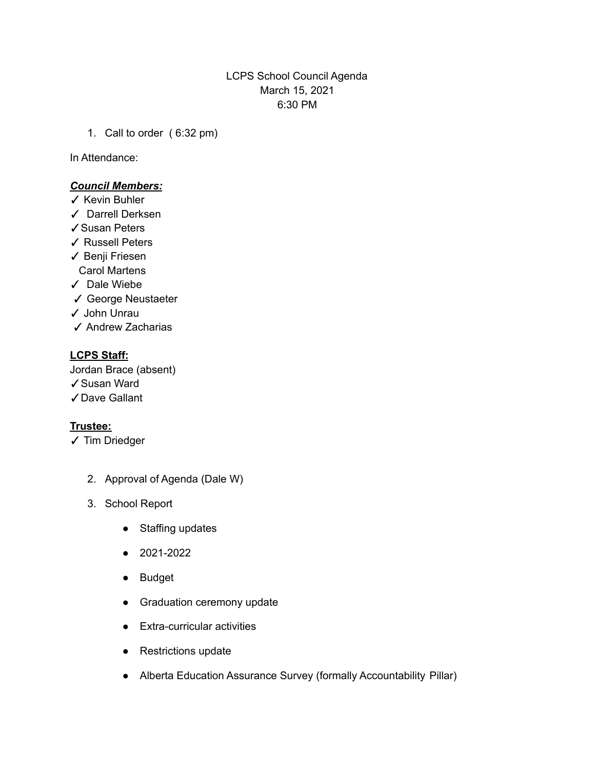LCPS School Council Agenda
March 15, 2021
6:30 PM

1. Call to order ( 6:32 pm)

In Attendance:

***Council Members:***

✓ Kevin Buhler
✓ Darrell Derksen
✓Susan Peters
✓ Russell Peters
✓ Benji Friesen
Carol Martens
✓ Dale Wiebe
✓ George Neustaeter
✓ John Unrau
✓ Andrew Zacharias

**LCPS Staff:**

Jordan Brace (absent)
✓Susan Ward
✓Dave Gallant

**Trustee:**

✓ Tim Driedger

2. Approval of Agenda (Dale W)
3. School Report
   - Staffing updates
   - 2021-2022
   - Budget
   - Graduation ceremony update
   - Extra-curricular activities
   - Restrictions update
   - Alberta Education Assurance Survey (formally Accountability Pillar)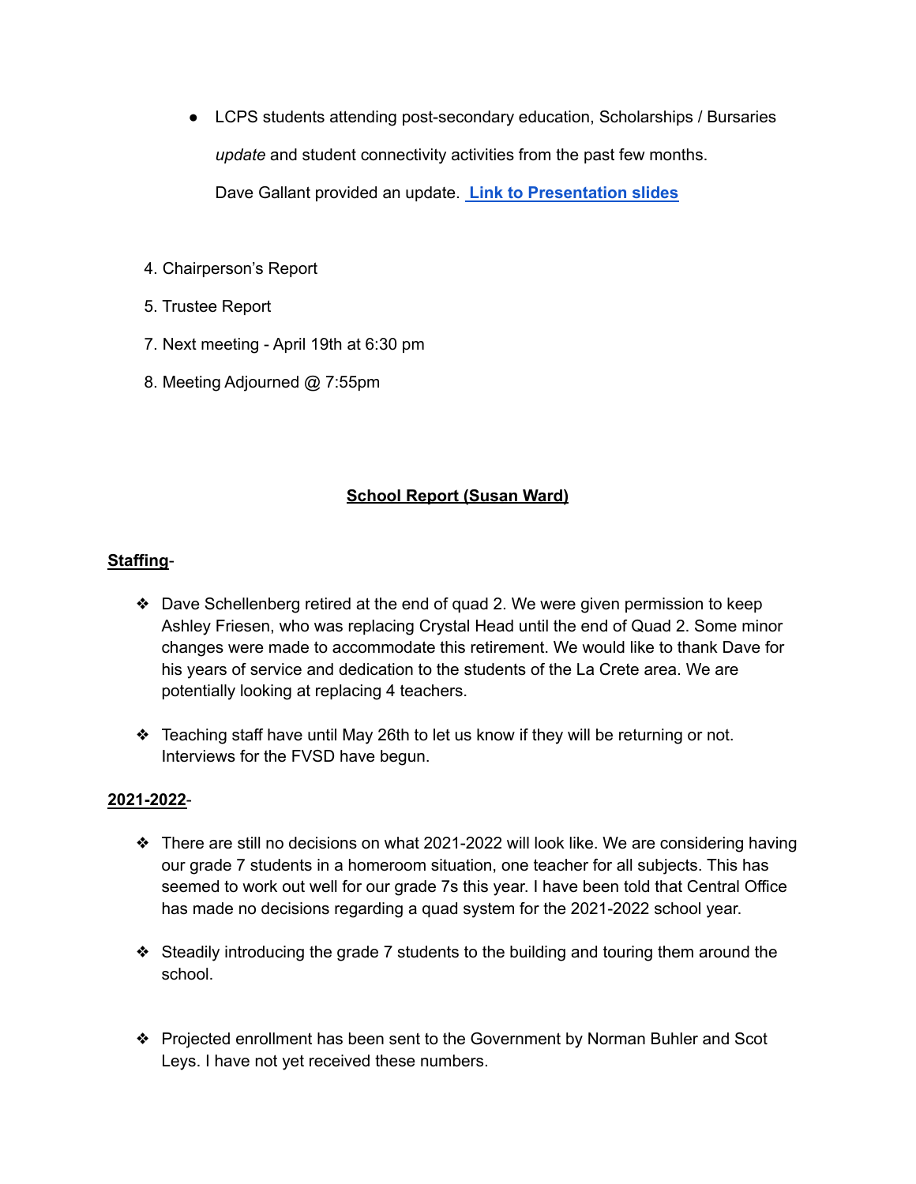- LCPS students attending post-secondary education, Scholarships / Bursaries

  *update* and student connectivity activities from the past few months.

  Dave Gallant provided an update. [Link to Presentation slides]

4. Chairperson's Report
5. Trustee Report
7. Next meeting - April 19th at 6:30 pm
8. Meeting Adjourned @ 7:55pm

## School Report (Susan Ward)

**Staffing**-

- Dave Schellenberg retired at the end of quad 2. We were given permission to keep Ashley Friesen, who was replacing Crystal Head until the end of Quad 2. Some minor changes were made to accommodate this retirement. We would like to thank Dave for his years of service and dedication to the students of the La Crete area. We are potentially looking at replacing 4 teachers.

- Teaching staff have until May 26th to let us know if they will be returning or not. Interviews for the FVSD have begun.

**2021-2022**-

- There are still no decisions on what 2021-2022 will look like. We are considering having our grade 7 students in a homeroom situation, one teacher for all subjects. This has seemed to work out well for our grade 7s this year. I have been told that Central Office has made no decisions regarding a quad system for the 2021-2022 school year.

- Steadily introducing the grade 7 students to the building and touring them around the school.

- Projected enrollment has been sent to the Government by Norman Buhler and Scot Leys. I have not yet received these numbers.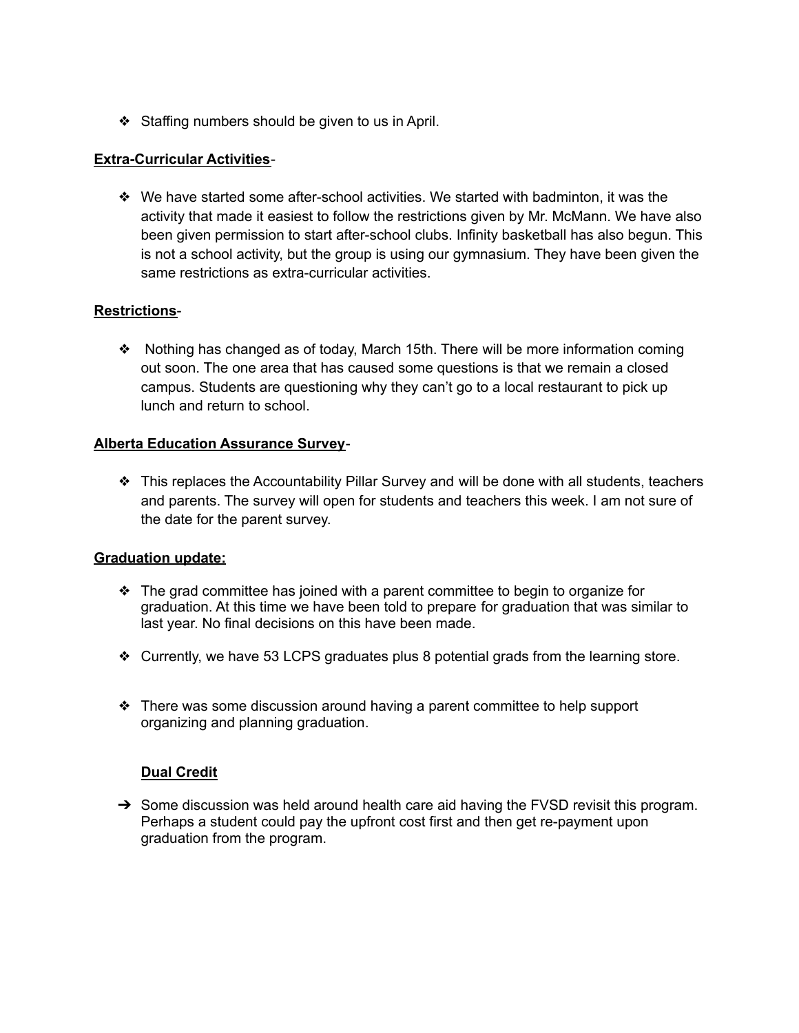- Staffing numbers should be given to us in April.

**Extra-Curricular Activities**-

- We have started some after-school activities. We started with badminton, it was the activity that made it easiest to follow the restrictions given by Mr. McMann. We have also been given permission to start after-school clubs. Infinity basketball has also begun. This is not a school activity, but the group is using our gymnasium. They have been given the same restrictions as extra-curricular activities.

**Restrictions**-

- Nothing has changed as of today, March 15th. There will be more information coming out soon. The one area that has caused some questions is that we remain a closed campus. Students are questioning why they can't go to a local restaurant to pick up lunch and return to school.

**Alberta Education Assurance Survey**-

- This replaces the Accountability Pillar Survey and will be done with all students, teachers and parents. The survey will open for students and teachers this week. I am not sure of the date for the parent survey.

**Graduation update:**

- The grad committee has joined with a parent committee to begin to organize for graduation. At this time we have been told to prepare for graduation that was similar to last year. No final decisions on this have been made.

- Currently, we have 53 LCPS graduates plus 8 potential grads from the learning store.

- There was some discussion around having a parent committee to help support organizing and planning graduation.

**Dual Credit**

- Some discussion was held around health care aid having the FVSD revisit this program. Perhaps a student could pay the upfront cost first and then get re-payment upon graduation from the program.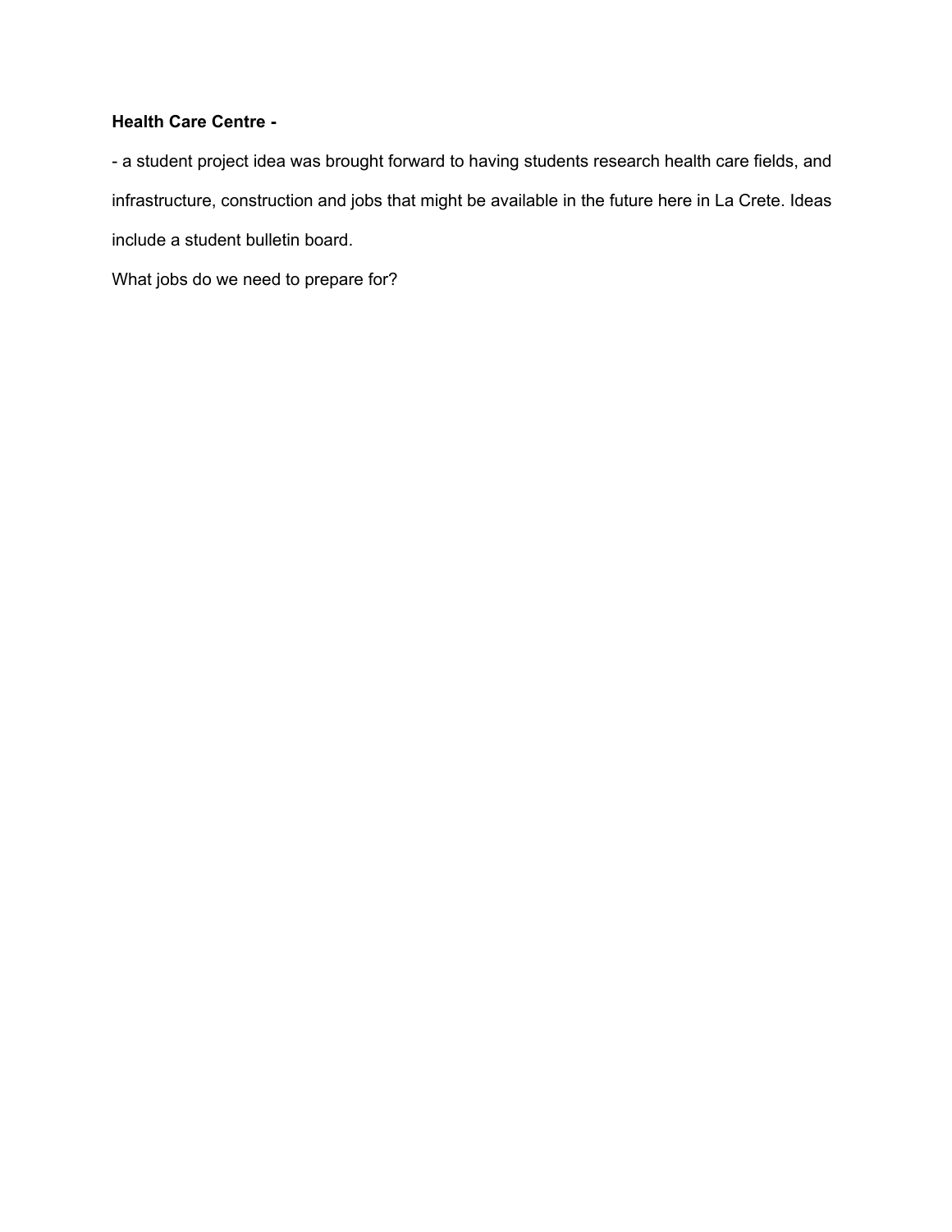**Health Care Centre -**

- a student project idea was brought forward to having students research health care fields, and infrastructure, construction and jobs that might be available in the future here in La Crete. Ideas include a student bulletin board.

What jobs do we need to prepare for?